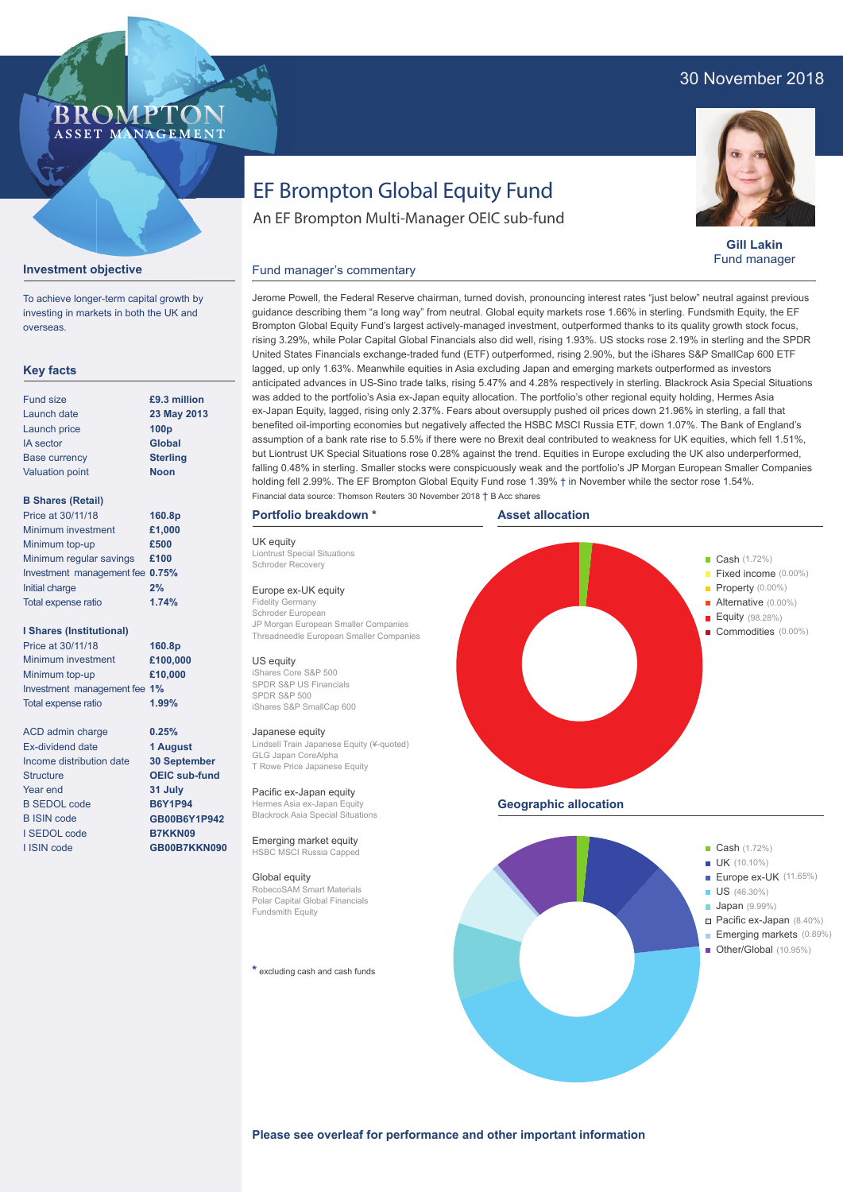30 November 2018

# EF Brompton Global Equity Fund

An EF Brompton Multi-Manager OEIC sub-fund

**Gill Lakin**
Fund manager

## Investment objective

To achieve longer-term capital growth by investing in markets in both the UK and overseas.

## Key facts

| | |
|---|---|
| Fund size | **£9.3 million** |
| Launch date | **23 May 2013** |
| Launch price | **100p** |
| IA sector | **Global** |
| Base currency | **Sterling** |
| Valuation point | **Noon** |

**B Shares (Retail)**

| | |
|---|---|
| Price at 30/11/18 | **160.8p** |
| Minimum investment | **£1,000** |
| Minimum top-up | **£500** |
| Minimum regular savings | **£100** |
| Investment management fee | **0.75%** |
| Initial charge | **2%** |
| Total expense ratio | **1.74%** |

**I Shares (Institutional)**

| | |
|---|---|
| Price at 30/11/18 | **160.8p** |
| Minimum investment | **£100,000** |
| Minimum top-up | **£10,000** |
| Investment management fee | **1%** |
| Total expense ratio | **1.99%** |

| | |
|---|---|
| ACD admin charge | **0.25%** |
| Ex-dividend date | **1 August** |
| Income distribution date | **30 September** |
| Structure | **OEIC sub-fund** |
| Year end | **31 July** |
| B SEDOL code | **B6Y1P94** |
| B ISIN code | **GB00B6Y1P942** |
| I SEDOL code | **B7KKN09** |
| I ISIN code | **GB00B7KKN090** |

## Fund manager's commentary

Jerome Powell, the Federal Reserve chairman, turned dovish, pronouncing interest rates "just below" neutral against previous guidance describing them "a long way" from neutral. Global equity markets rose 1.66% in sterling. Fundsmith Equity, the EF Brompton Global Equity Fund's largest actively-managed investment, outperformed thanks to its quality growth stock focus, rising 3.29%, while Polar Capital Global Financials also did well, rising 1.93%. US stocks rose 2.19% in sterling and the SPDR United States Financials exchange-traded fund (ETF) outperformed, rising 2.90%, but the iShares S&P SmallCap 600 ETF lagged, up only 1.63%. Meanwhile equities in Asia excluding Japan and emerging markets outperformed as investors anticipated advances in US-Sino trade talks, rising 5.47% and 4.28% respectively in sterling. Blackrock Asia Special Situations was added to the portfolio's Asia ex-Japan equity allocation. The portfolio's other regional equity holding, Hermes Asia ex-Japan Equity, lagged, rising only 2.37%. Fears about oversupply pushed oil prices down 21.96% in sterling, a fall that benefited oil-importing economies but negatively affected the HSBC MSCI Russia ETF, down 1.07%. The Bank of England's assumption of a bank rate rise to 5.5% if there were no Brexit deal contributed to weakness for UK equities, which fell 1.51%, but Liontrust UK Special Situations rose 0.28% against the trend. Equities in Europe excluding the UK also underperformed, falling 0.48% in sterling. Smaller stocks were conspicuously weak and the portfolio's JP Morgan European Smaller Companies holding fell 2.99%. The EF Brompton Global Equity Fund rose 1.39% † in November while the sector rose 1.54%.

Financial data source: Thomson Reuters 30 November 2018 † B Acc shares

## Portfolio breakdown *

**UK equity**
Liontrust Special Situations
Schroder Recovery

**Europe ex-UK equity**
Fidelity Germany
Schroder European
JP Morgan European Smaller Companies
Threadneedle European Smaller Companies

**US equity**
iShares Core S&P 500
SPDR S&P US Financials
SPDR S&P 500
iShares S&P SmallCap 600

**Japanese equity**
Lindsell Train Japanese Equity (¥-quoted)
GLG Japan CoreAlpha
T Rowe Price Japanese Equity

**Pacific ex-Japan equity**
Hermes Asia ex-Japan Equity
Blackrock Asia Special Situations

**Emerging market equity**
HSBC MSCI Russia Capped

**Global equity**
RobecoSAM Smart Materials
Polar Capital Global Financials
Fundsmith Equity

* excluding cash and cash funds

## Asset allocation

- Cash (1.72%)
- Fixed income (0.00%)
- Property (0.00%)
- Alternative (0.00%)
- Equity (98.28%)
- Commodities (0.00%)

## Geographic allocation

- Cash (1.72%)
- UK (10.10%)
- Europe ex-UK (11.65%)
- US (46.30%)
- Japan (9.99%)
- Pacific ex-Japan (8.40%)
- Emerging markets (0.89%)
- Other/Global (10.95%)

**Please see overleaf for performance and other important information**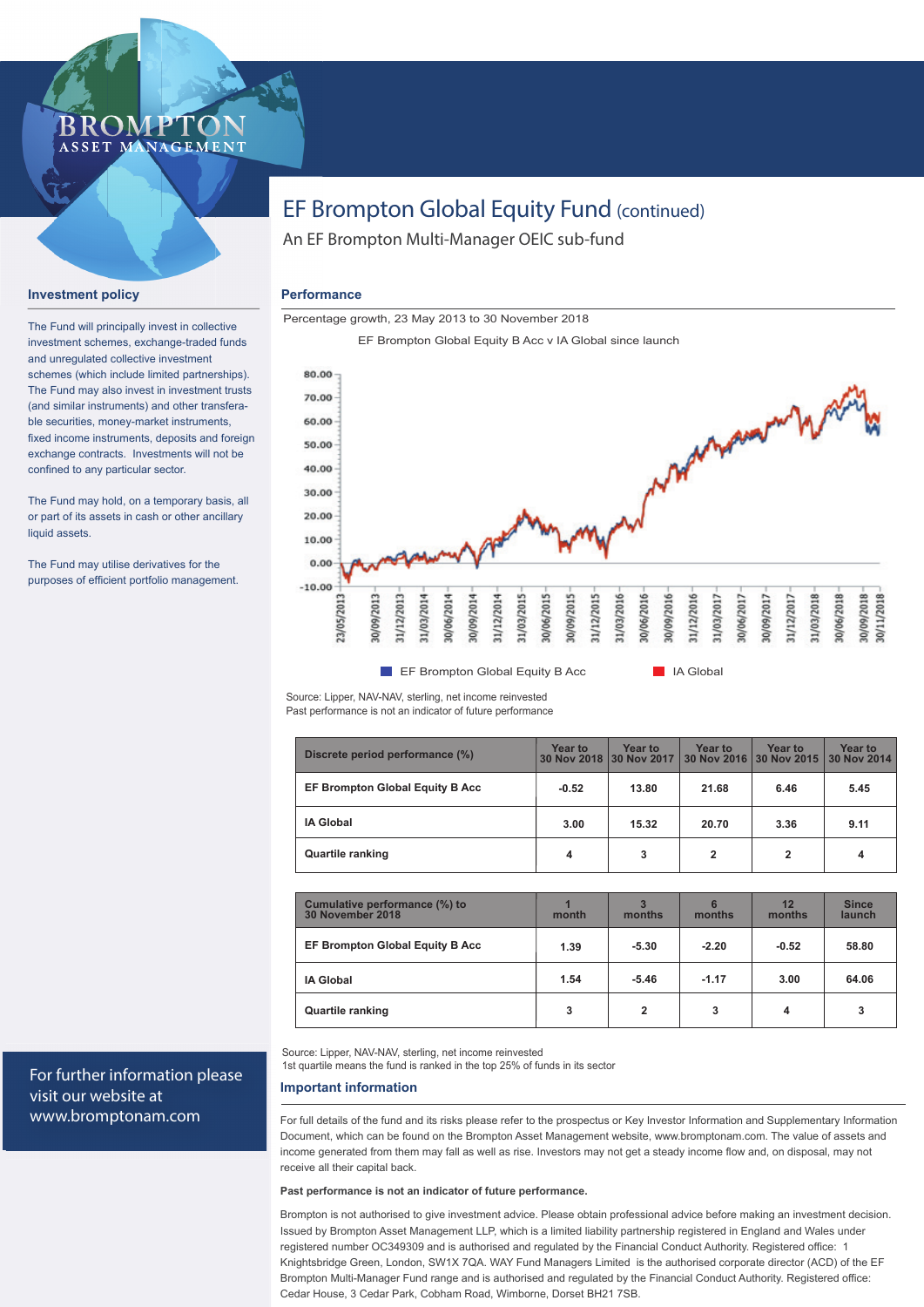# EF Brompton Global Equity Fund (continued)

An EF Brompton Multi-Manager OEIC sub-fund

## Investment policy

The Fund will principally invest in collective investment schemes, exchange-traded funds and unregulated collective investment schemes (which include limited partnerships). The Fund may also invest in investment trusts (and similar instruments) and other transferable securities, money-market instruments, fixed income instruments, deposits and foreign exchange contracts. Investments will not be confined to any particular sector.

The Fund may hold, on a temporary basis, all or part of its assets in cash or other ancillary liquid assets.

The Fund may utilise derivatives for the purposes of efficient portfolio management.

For further information please visit our website at www.bromptonam.com

## Performance

Percentage growth, 23 May 2013 to 30 November 2018

EF Brompton Global Equity B Acc v IA Global since launch

80.00
70.00
60.00
50.00
40.00
30.00
20.00
10.00
0.00
-10.00

23/05/2013
30/09/2013
31/12/2013
31/03/2014
30/06/2014
30/09/2014
31/12/2014
31/03/2015
30/06/2015
30/09/2015
31/12/2015
31/03/2016
30/06/2016
30/09/2016
31/12/2016
31/03/2017
30/06/2017
30/09/2017
31/12/2017
31/03/2018
30/06/2018
30/09/2018
30/11/2018

EF Brompton Global Equity B Acc
IA Global

Source: Lipper, NAV-NAV, sterling, net income reinvested
Past performance is not an indicator of future performance

| Discrete period performance (%) | Year to 30 Nov 2018 | Year to 30 Nov 2017 | Year to 30 Nov 2016 | Year to 30 Nov 2015 | Year to 30 Nov 2014 |
|---|---|---|---|---|---|
| **EF Brompton Global Equity B Acc** | -0.52 | 13.80 | 21.68 | 6.46 | 5.45 |
| **IA Global** | 3.00 | 15.32 | 20.70 | 3.36 | 9.11 |
| **Quartile ranking** | 4 | 3 | 2 | 2 | 4 |

| Cumulative performance (%) to 30 November 2018 | 1 month | 3 months | 6 months | 12 months | Since launch |
|---|---|---|---|---|---|
| **EF Brompton Global Equity B Acc** | 1.39 | -5.30 | -2.20 | -0.52 | 58.80 |
| **IA Global** | 1.54 | -5.46 | -1.17 | 3.00 | 64.06 |
| **Quartile ranking** | 3 | 2 | 3 | 4 | 3 |

Source: Lipper, NAV-NAV, sterling, net income reinvested
1st quartile means the fund is ranked in the top 25% of funds in its sector

## Important information

For full details of the fund and its risks please refer to the prospectus or Key Investor Information and Supplementary Information Document, which can be found on the Brompton Asset Management website, www.bromptonam.com. The value of assets and income generated from them may fall as well as rise. Investors may not get a steady income flow and, on disposal, may not receive all their capital back.

**Past performance is not an indicator of future performance.**

Brompton is not authorised to give investment advice. Please obtain professional advice before making an investment decision. Issued by Brompton Asset Management LLP, which is a limited liability partnership registered in England and Wales under registered number OC349309 and is authorised and regulated by the Financial Conduct Authority. Registered office: 1 Knightsbridge Green, London, SW1X 7QA. WAY Fund Managers Limited is the authorised corporate director (ACD) of the EF Brompton Multi-Manager Fund range and is authorised and regulated by the Financial Conduct Authority. Registered office: Cedar House, 3 Cedar Park, Cobham Road, Wimborne, Dorset BH21 7SB.